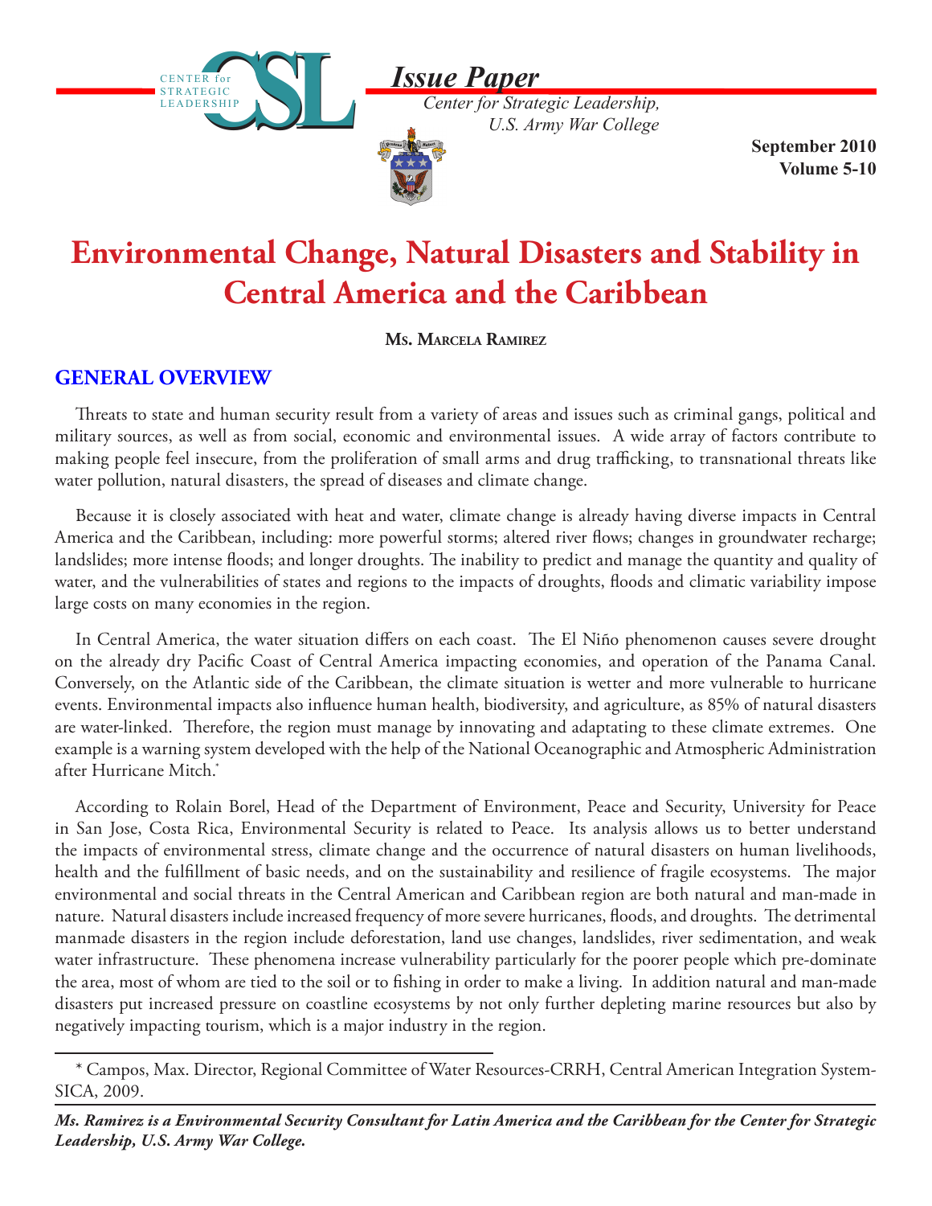**Issue Paper**

*Center for Strategic Leadership, U.S. Army War College*

**September 2010**
**Volume 5-10**

# Environmental Change, Natural Disasters and Stability in Central America and the Caribbean

**Ms. Marcela Ramirez**

## GENERAL OVERVIEW

Threats to state and human security result from a variety of areas and issues such as criminal gangs, political and military sources, as well as from social, economic and environmental issues. A wide array of factors contribute to making people feel insecure, from the proliferation of small arms and drug trafficking, to transnational threats like water pollution, natural disasters, the spread of diseases and climate change.

Because it is closely associated with heat and water, climate change is already having diverse impacts in Central America and the Caribbean, including: more powerful storms; altered river flows; changes in groundwater recharge; landslides; more intense floods; and longer droughts. The inability to predict and manage the quantity and quality of water, and the vulnerabilities of states and regions to the impacts of droughts, floods and climatic variability impose large costs on many economies in the region.

In Central America, the water situation differs on each coast. The El Niño phenomenon causes severe drought on the already dry Pacific Coast of Central America impacting economies, and operation of the Panama Canal. Conversely, on the Atlantic side of the Caribbean, the climate situation is wetter and more vulnerable to hurricane events. Environmental impacts also influence human health, biodiversity, and agriculture, as 85% of natural disasters are water-linked. Therefore, the region must manage by innovating and adaptating to these climate extremes. One example is a warning system developed with the help of the National Oceanographic and Atmospheric Administration after Hurricane Mitch.*

According to Rolain Borel, Head of the Department of Environment, Peace and Security, University for Peace in San Jose, Costa Rica, Environmental Security is related to Peace. Its analysis allows us to better understand the impacts of environmental stress, climate change and the occurrence of natural disasters on human livelihoods, health and the fulfillment of basic needs, and on the sustainability and resilience of fragile ecosystems. The major environmental and social threats in the Central American and Caribbean region are both natural and man-made in nature. Natural disasters include increased frequency of more severe hurricanes, floods, and droughts. The detrimental manmade disasters in the region include deforestation, land use changes, landslides, river sedimentation, and weak water infrastructure. These phenomena increase vulnerability particularly for the poorer people which pre-dominate the area, most of whom are tied to the soil or to fishing in order to make a living. In addition natural and man-made disasters put increased pressure on coastline ecosystems by not only further depleting marine resources but also by negatively impacting tourism, which is a major industry in the region.

---

\* Campos, Max. Director, Regional Committee of Water Resources-CRRH, Central American Integration System-SICA, 2009.

***Ms. Ramirez is a Environmental Security Consultant for Latin America and the Caribbean for the Center for Strategic Leadership, U.S. Army War College.***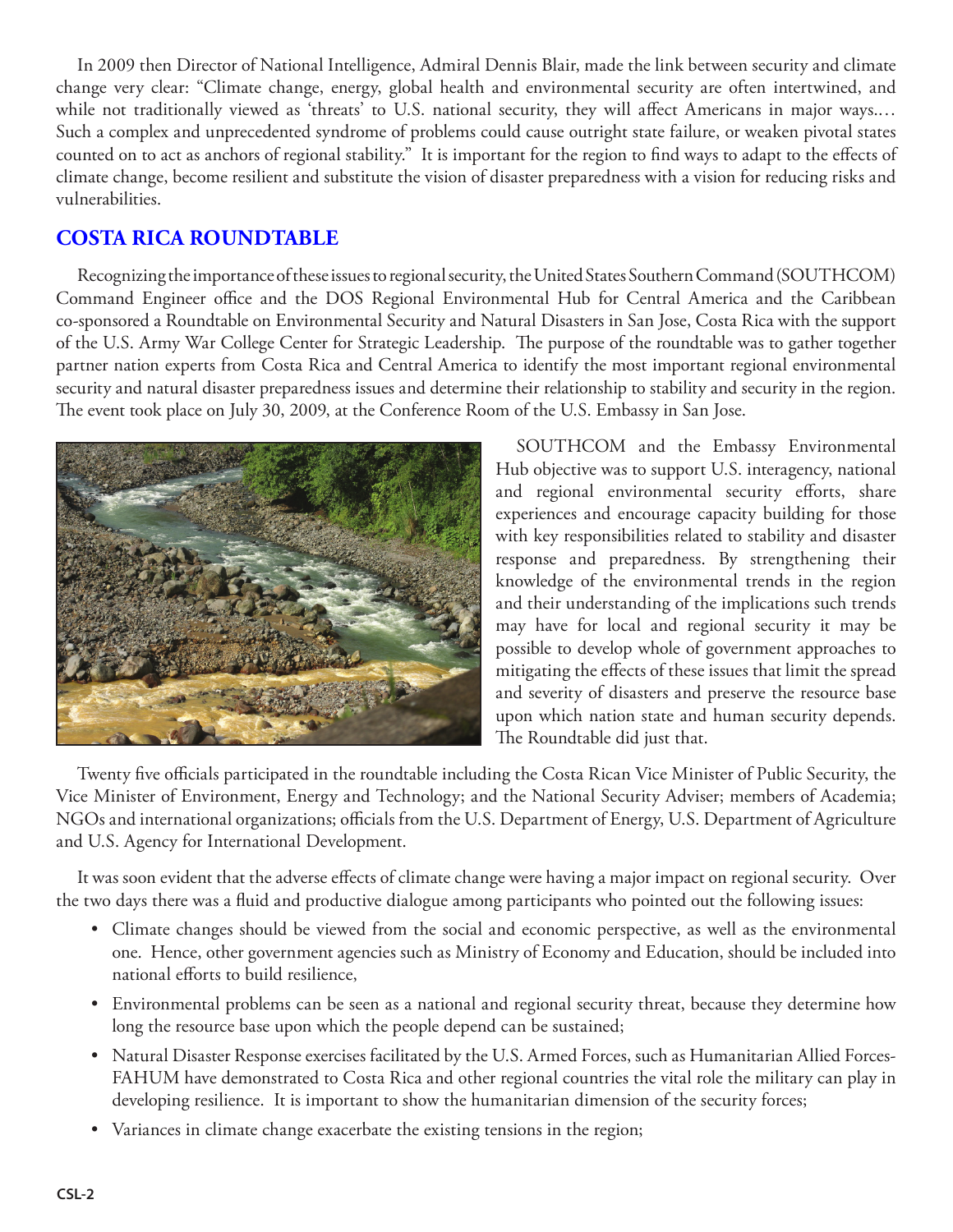In 2009 then Director of National Intelligence, Admiral Dennis Blair, made the link between security and climate change very clear: "Climate change, energy, global health and environmental security are often intertwined, and while not traditionally viewed as 'threats' to U.S. national security, they will affect Americans in major ways.… Such a complex and unprecedented syndrome of problems could cause outright state failure, or weaken pivotal states counted on to act as anchors of regional stability." It is important for the region to find ways to adapt to the effects of climate change, become resilient and substitute the vision of disaster preparedness with a vision for reducing risks and vulnerabilities.

## COSTA RICA ROUNDTABLE

Recognizing the importance of these issues to regional security, the United States Southern Command (SOUTHCOM) Command Engineer office and the DOS Regional Environmental Hub for Central America and the Caribbean co-sponsored a Roundtable on Environmental Security and Natural Disasters in San Jose, Costa Rica with the support of the U.S. Army War College Center for Strategic Leadership. The purpose of the roundtable was to gather together partner nation experts from Costa Rica and Central America to identify the most important regional environmental security and natural disaster preparedness issues and determine their relationship to stability and security in the region. The event took place on July 30, 2009, at the Conference Room of the U.S. Embassy in San Jose.

SOUTHCOM and the Embassy Environmental Hub objective was to support U.S. interagency, national and regional environmental security efforts, share experiences and encourage capacity building for those with key responsibilities related to stability and disaster response and preparedness. By strengthening their knowledge of the environmental trends in the region and their understanding of the implications such trends may have for local and regional security it may be possible to develop whole of government approaches to mitigating the effects of these issues that limit the spread and severity of disasters and preserve the resource base upon which nation state and human security depends. The Roundtable did just that.

Twenty five officials participated in the roundtable including the Costa Rican Vice Minister of Public Security, the Vice Minister of Environment, Energy and Technology; and the National Security Adviser; members of Academia; NGOs and international organizations; officials from the U.S. Department of Energy, U.S. Department of Agriculture and U.S. Agency for International Development.

It was soon evident that the adverse effects of climate change were having a major impact on regional security. Over the two days there was a fluid and productive dialogue among participants who pointed out the following issues:

- Climate changes should be viewed from the social and economic perspective, as well as the environmental one. Hence, other government agencies such as Ministry of Economy and Education, should be included into national efforts to build resilience,
- Environmental problems can be seen as a national and regional security threat, because they determine how long the resource base upon which the people depend can be sustained;
- Natural Disaster Response exercises facilitated by the U.S. Armed Forces, such as Humanitarian Allied Forces-FAHUM have demonstrated to Costa Rica and other regional countries the vital role the military can play in developing resilience. It is important to show the humanitarian dimension of the security forces;
- Variances in climate change exacerbate the existing tensions in the region;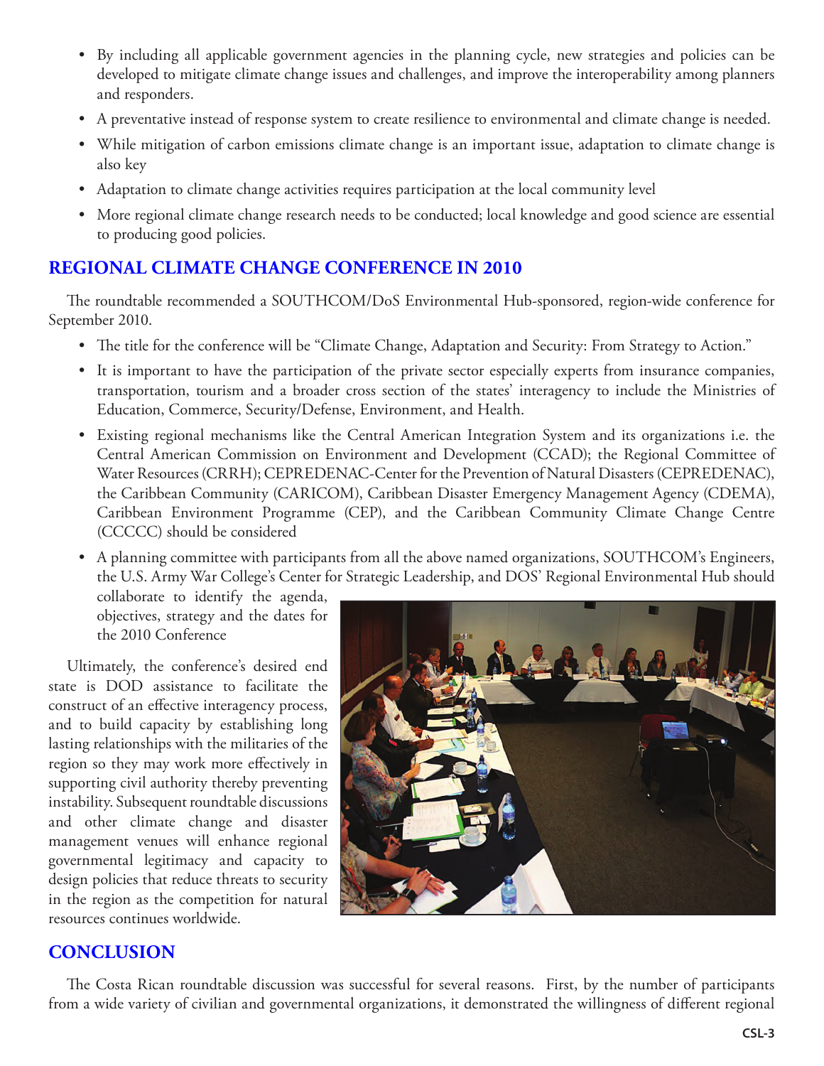- By including all applicable government agencies in the planning cycle, new strategies and policies can be developed to mitigate climate change issues and challenges, and improve the interoperability among planners and responders.
- A preventative instead of response system to create resilience to environmental and climate change is needed.
- While mitigation of carbon emissions climate change is an important issue, adaptation to climate change is also key
- Adaptation to climate change activities requires participation at the local community level
- More regional climate change research needs to be conducted; local knowledge and good science are essential to producing good policies.

## REGIONAL CLIMATE CHANGE CONFERENCE IN 2010

The roundtable recommended a SOUTHCOM/DoS Environmental Hub-sponsored, region-wide conference for September 2010.

- The title for the conference will be "Climate Change, Adaptation and Security: From Strategy to Action."
- It is important to have the participation of the private sector especially experts from insurance companies, transportation, tourism and a broader cross section of the states' interagency to include the Ministries of Education, Commerce, Security/Defense, Environment, and Health.
- Existing regional mechanisms like the Central American Integration System and its organizations i.e. the Central American Commission on Environment and Development (CCAD); the Regional Committee of Water Resources (CRRH); CEPREDENAC-Center for the Prevention of Natural Disasters (CEPREDENAC), the Caribbean Community (CARICOM), Caribbean Disaster Emergency Management Agency (CDEMA), Caribbean Environment Programme (CEP), and the Caribbean Community Climate Change Centre (CCCCC) should be considered
- A planning committee with participants from all the above named organizations, SOUTHCOM's Engineers, the U.S. Army War College's Center for Strategic Leadership, and DOS' Regional Environmental Hub should collaborate to identify the agenda, objectives, strategy and the dates for the 2010 Conference

Ultimately, the conference's desired end state is DOD assistance to facilitate the construct of an effective interagency process, and to build capacity by establishing long lasting relationships with the militaries of the region so they may work more effectively in supporting civil authority thereby preventing instability. Subsequent roundtable discussions and other climate change and disaster management venues will enhance regional governmental legitimacy and capacity to design policies that reduce threats to security in the region as the competition for natural resources continues worldwide.

## CONCLUSION

The Costa Rican roundtable discussion was successful for several reasons. First, by the number of participants from a wide variety of civilian and governmental organizations, it demonstrated the willingness of different regional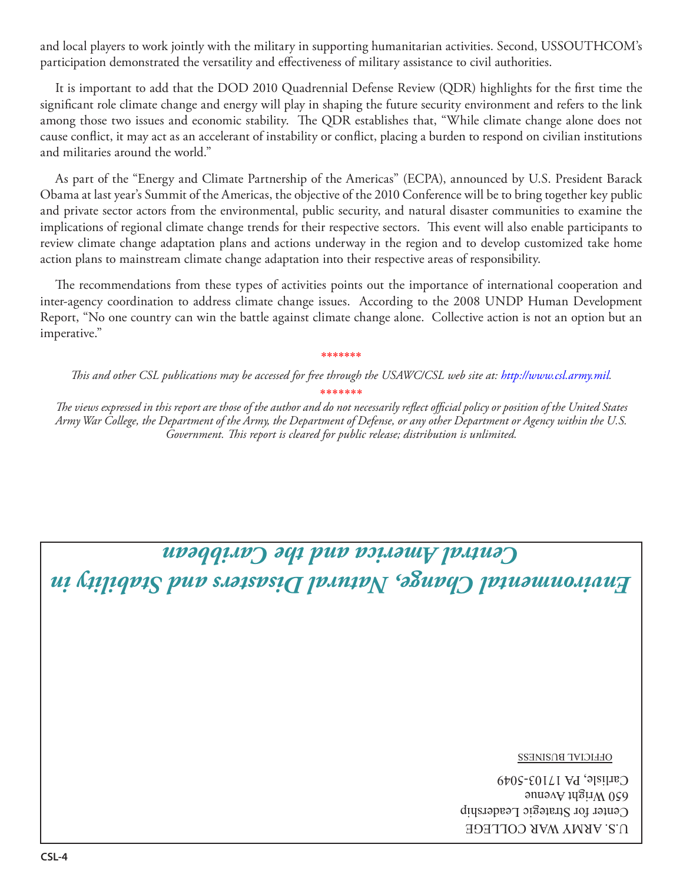and local players to work jointly with the military in supporting humanitarian activities. Second, USSOUTHCOM's participation demonstrated the versatility and effectiveness of military assistance to civil authorities.

It is important to add that the DOD 2010 Quadrennial Defense Review (QDR) highlights for the first time the significant role climate change and energy will play in shaping the future security environment and refers to the link among those two issues and economic stability. The QDR establishes that, "While climate change alone does not cause conflict, it may act as an accelerant of instability or conflict, placing a burden to respond on civilian institutions and militaries around the world."

As part of the "Energy and Climate Partnership of the Americas" (ECPA), announced by U.S. President Barack Obama at last year's Summit of the Americas, the objective of the 2010 Conference will be to bring together key public and private sector actors from the environmental, public security, and natural disaster communities to examine the implications of regional climate change trends for their respective sectors. This event will also enable participants to review climate change adaptation plans and actions underway in the region and to develop customized take home action plans to mainstream climate change adaptation into their respective areas of responsibility.

The recommendations from these types of activities points out the importance of international cooperation and inter-agency coordination to address climate change issues. According to the 2008 UNDP Human Development Report, "No one country can win the battle against climate change alone. Collective action is not an option but an imperative."

*******

*This and other CSL publications may be accessed for free through the USAWC/CSL web site at: http://www.csl.army.mil.*

*******

*The views expressed in this report are those of the author and do not necessarily reflect official policy or position of the United States Army War College, the Department of the Army, the Department of Defense, or any other Department or Agency within the U.S. Government. This report is cleared for public release; distribution is unlimited.*

*Environmental Change, Natural Disasters and Stability in Central America and the Caribbean*

U.S. ARMY WAR COLLEGE
Center for Strategic Leadership
650 Wright Avenue
Carlisle, PA 17103-5049

OFFICIAL BUSINESS